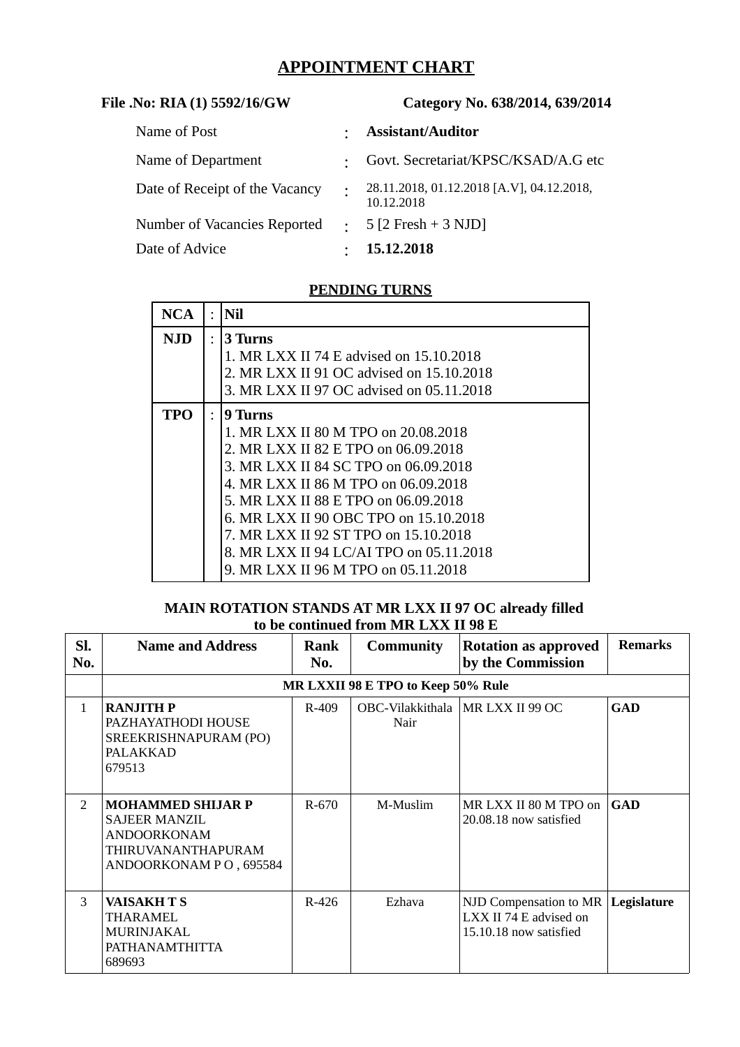# APPOINTMENT CHART

**File .No: RIA (1) 5592/16/GW** **Category No. 638/2014, 639/2014**

| | | |
|---|---|---|
| Name of Post | : | **Assistant/Auditor** |
| Name of Department | : | Govt. Secretariat/KPSC/KSAD/A.G etc |
| Date of Receipt of the Vacancy | : | 28.11.2018, 01.12.2018 [A.V], 04.12.2018, 10.12.2018 |
| Number of Vacancies Reported | : | 5 [2 Fresh + 3 NJD] |
| Date of Advice | : | **15.12.2018** |

## PENDING TURNS

| | | |
|---|---|---|
| **NCA** | : | **Nil** |
| **NJD** | : | **3 Turns**<br>1. MR LXX II 74 E advised on 15.10.2018<br>2. MR LXX II 91 OC advised on 15.10.2018<br>3. MR LXX II 97 OC advised on 05.11.2018 |
| **TPO** | : | **9 Turns**<br>1. MR LXX II 80 M TPO on 20.08.2018<br>2. MR LXX II 82 E TPO on 06.09.2018<br>3. MR LXX II 84 SC TPO on 06.09.2018<br>4. MR LXX II 86 M TPO on 06.09.2018<br>5. MR LXX II 88 E TPO on 06.09.2018<br>6. MR LXX II 90 OBC TPO on 15.10.2018<br>7. MR LXX II 92 ST TPO on 15.10.2018<br>8. MR LXX II 94 LC/AI TPO on 05.11.2018<br>9. MR LXX II 96 M TPO on 05.11.2018 |

**MAIN ROTATION STANDS AT MR LXX II 97 OC already filled to be continued from MR LXX II 98 E**

| Sl. No. | Name and Address | Rank No. | Community | Rotation as approved by the Commission | Remarks |
|---|---|---|---|---|---|
| | **MR LXXII 98 E TPO to Keep 50% Rule** | | | | |
| 1 | **RANJITH P**<br>PAZHAYATHODI HOUSE<br>SREEKRISHNAPURAM (PO)<br>PALAKKAD<br>679513 | R-409 | OBC-Vilakkithala Nair | MR LXX II 99 OC | **GAD** |
| 2 | **MOHAMMED SHIJAR P**<br>SAJEER MANZIL<br>ANDOORKONAM<br>THIRUVANANTHAPURAM<br>ANDOORKONAM P O , 695584 | R-670 | M-Muslim | MR LXX II 80 M TPO on 20.08.18 now satisfied | **GAD** |
| 3 | **VAISAKH T S**<br>THARAMEL<br>MURINJAKAL<br>PATHANAMTHITTA<br>689693 | R-426 | Ezhava | NJD Compensation to MR LXX II 74 E advised on 15.10.18 now satisfied | **Legislature** |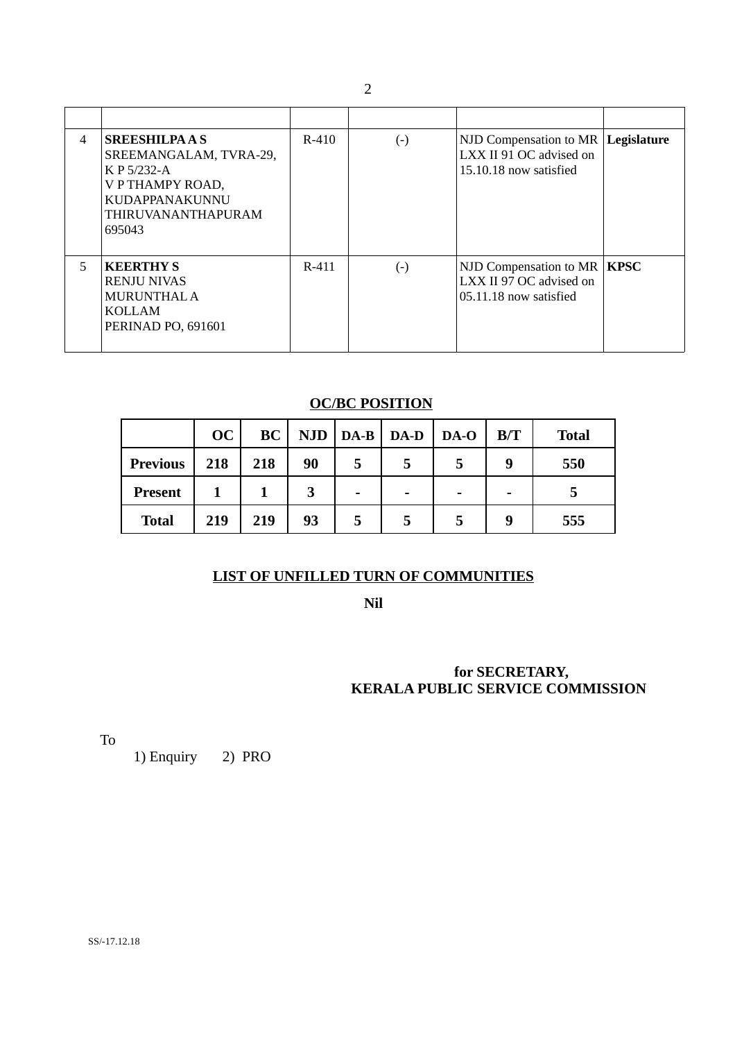| | | | | | |
|---|---|---|---|---|---|
| 4 | **SREESHILPA A S** SREEMANGALAM, TVRA-29, K P 5/232-A V P THAMPY ROAD, KUDAPPANAKUNNU THIRUVANANTHAPURAM 695043 | R-410 | (-) | NJD Compensation to MR LXX II 91 OC advised on 15.10.18 now satisfied | **Legislature** |
| 5 | **KEERTHY S** RENJU NIVAS MURUNTHAL A KOLLAM PERINAD PO, 691601 | R-411 | (-) | NJD Compensation to MR LXX II 97 OC advised on 05.11.18 now satisfied | **KPSC** |

**OC/BC POSITION**

| | OC | BC | NJD | DA-B | DA-D | DA-O | B/T | Total |
|---|---|---|---|---|---|---|---|---|
| **Previous** | **218** | **218** | **90** | **5** | **5** | **5** | **9** | **550** |
| **Present** | **1** | **1** | **3** | **-** | **-** | **-** | **-** | **5** |
| **Total** | **219** | **219** | **93** | **5** | **5** | **5** | **9** | **555** |

**LIST OF UNFILLED TURN OF COMMUNITIES**

**Nil**

**for SECRETARY,**
**KERALA PUBLIC SERVICE COMMISSION**

To

1) Enquiry 2) PRO

SS/-17.12.18